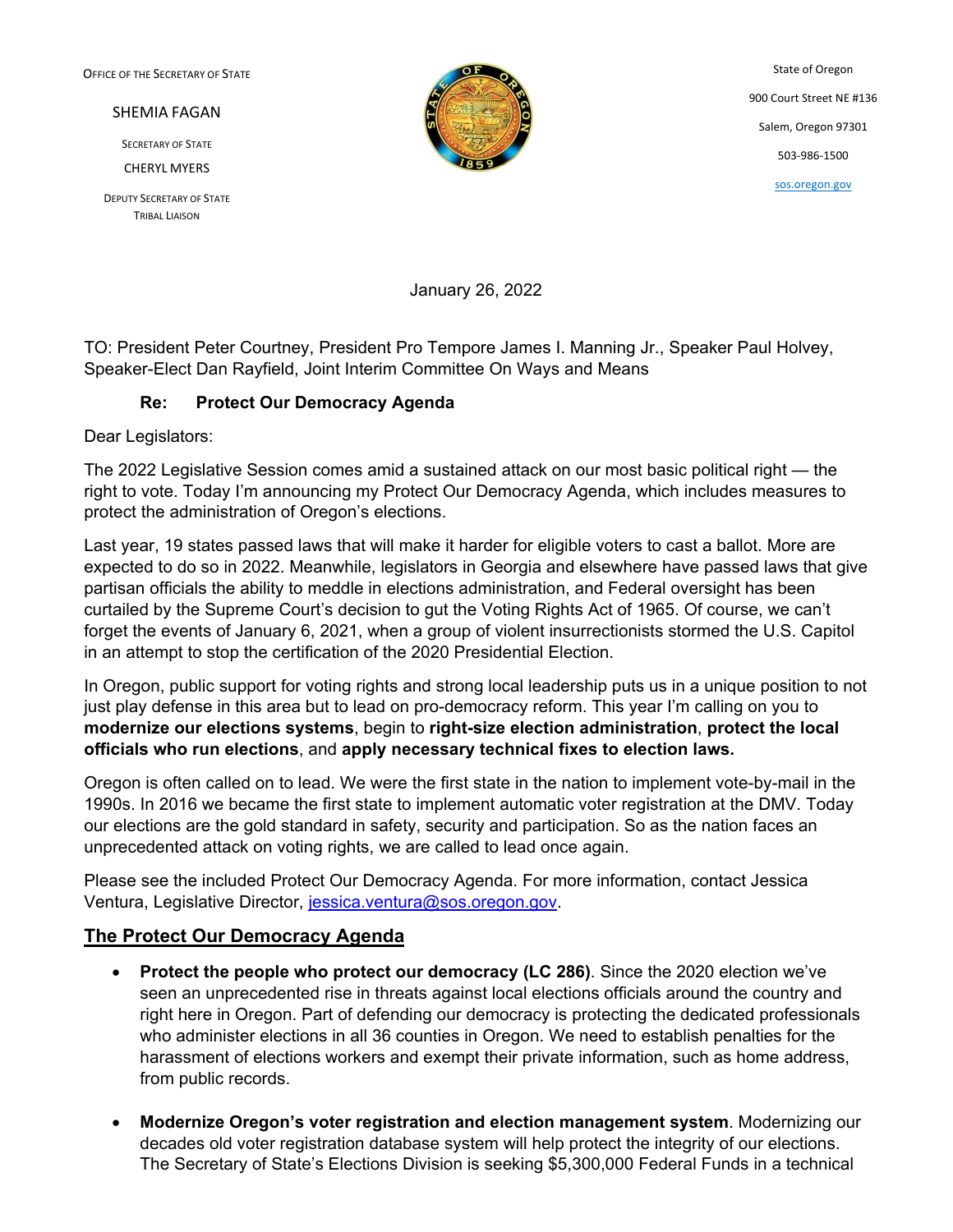OFFICE OF THE SECRETARY OF STATE

SHEMIA FAGAN

SECRETARY OF STATE

CHERYL MYERS

DEPUTY SECRETARY OF STATE
TRIBAL LIAISON

State of Oregon

900 Court Street NE #136

Salem, Oregon 97301

503-986-1500

sos.oregon.gov

January 26, 2022

TO: President Peter Courtney, President Pro Tempore James I. Manning Jr., Speaker Paul Holvey, Speaker-Elect Dan Rayfield, Joint Interim Committee On Ways and Means

**Re: Protect Our Democracy Agenda**

Dear Legislators:

The 2022 Legislative Session comes amid a sustained attack on our most basic political right — the right to vote. Today I'm announcing my Protect Our Democracy Agenda, which includes measures to protect the administration of Oregon's elections.

Last year, 19 states passed laws that will make it harder for eligible voters to cast a ballot. More are expected to do so in 2022. Meanwhile, legislators in Georgia and elsewhere have passed laws that give partisan officials the ability to meddle in elections administration, and Federal oversight has been curtailed by the Supreme Court's decision to gut the Voting Rights Act of 1965. Of course, we can't forget the events of January 6, 2021, when a group of violent insurrectionists stormed the U.S. Capitol in an attempt to stop the certification of the 2020 Presidential Election.

In Oregon, public support for voting rights and strong local leadership puts us in a unique position to not just play defense in this area but to lead on pro-democracy reform. This year I'm calling on you to **modernize our elections systems**, begin to **right-size election administration**, **protect the local officials who run elections**, and **apply necessary technical fixes to election laws.**

Oregon is often called on to lead. We were the first state in the nation to implement vote-by-mail in the 1990s. In 2016 we became the first state to implement automatic voter registration at the DMV. Today our elections are the gold standard in safety, security and participation. So as the nation faces an unprecedented attack on voting rights, we are called to lead once again.

Please see the included Protect Our Democracy Agenda. For more information, contact Jessica Ventura, Legislative Director, jessica.ventura@sos.oregon.gov.

## The Protect Our Democracy Agenda

- **Protect the people who protect our democracy (LC 286)**. Since the 2020 election we've seen an unprecedented rise in threats against local elections officials around the country and right here in Oregon. Part of defending our democracy is protecting the dedicated professionals who administer elections in all 36 counties in Oregon. We need to establish penalties for the harassment of elections workers and exempt their private information, such as home address, from public records.

- **Modernize Oregon's voter registration and election management system**. Modernizing our decades old voter registration database system will help protect the integrity of our elections. The Secretary of State's Elections Division is seeking $5,300,000 Federal Funds in a technical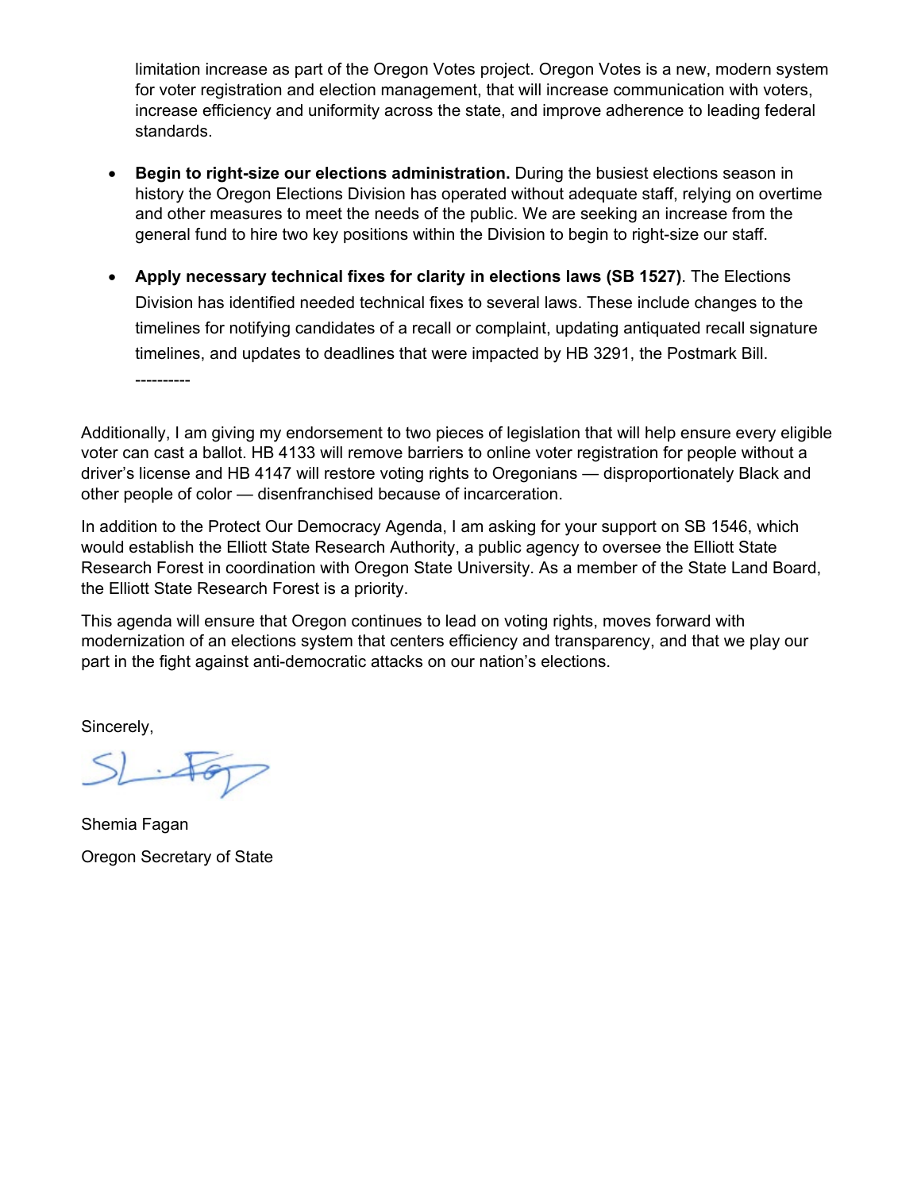limitation increase as part of the Oregon Votes project. Oregon Votes is a new, modern system for voter registration and election management, that will increase communication with voters, increase efficiency and uniformity across the state, and improve adherence to leading federal standards.

- **Begin to right-size our elections administration.** During the busiest elections season in history the Oregon Elections Division has operated without adequate staff, relying on overtime and other measures to meet the needs of the public. We are seeking an increase from the general fund to hire two key positions within the Division to begin to right-size our staff.
- **Apply necessary technical fixes for clarity in elections laws (SB 1527)**. The Elections Division has identified needed technical fixes to several laws. These include changes to the timelines for notifying candidates of a recall or complaint, updating antiquated recall signature timelines, and updates to deadlines that were impacted by HB 3291, the Postmark Bill.

----------

Additionally, I am giving my endorsement to two pieces of legislation that will help ensure every eligible voter can cast a ballot. HB 4133 will remove barriers to online voter registration for people without a driver's license and HB 4147 will restore voting rights to Oregonians — disproportionately Black and other people of color — disenfranchised because of incarceration.

In addition to the Protect Our Democracy Agenda, I am asking for your support on SB 1546, which would establish the Elliott State Research Authority, a public agency to oversee the Elliott State Research Forest in coordination with Oregon State University. As a member of the State Land Board, the Elliott State Research Forest is a priority.

This agenda will ensure that Oregon continues to lead on voting rights, moves forward with modernization of an elections system that centers efficiency and transparency, and that we play our part in the fight against anti-democratic attacks on our nation's elections.

Sincerely,

Shemia Fagan
Oregon Secretary of State